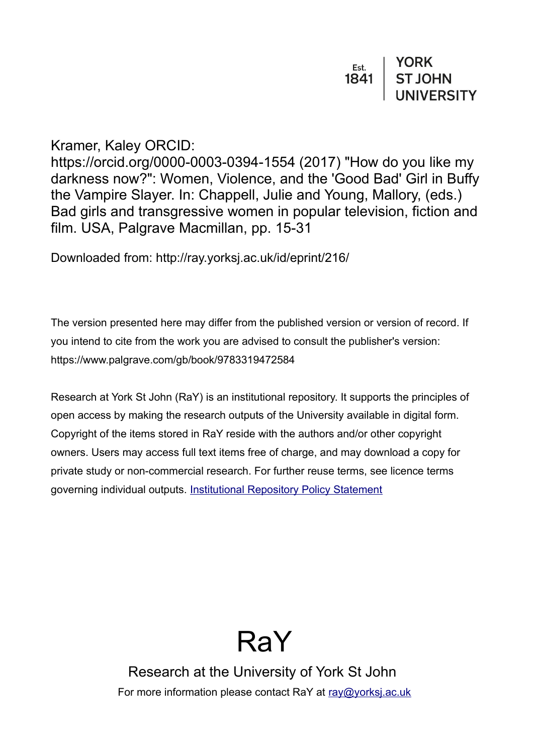Est. 1841 | YORK ST JOHN UNIVERSITY

Kramer, Kaley ORCID: https://orcid.org/0000-0003-0394-1554 (2017) "How do you like my darkness now?": Women, Violence, and the 'Good Bad' Girl in Buffy the Vampire Slayer. In: Chappell, Julie and Young, Mallory, (eds.) Bad girls and transgressive women in popular television, fiction and film. USA, Palgrave Macmillan, pp. 15-31

Downloaded from: http://ray.yorksj.ac.uk/id/eprint/216/

The version presented here may differ from the published version or version of record. If you intend to cite from the work you are advised to consult the publisher's version: https://www.palgrave.com/gb/book/9783319472584

Research at York St John (RaY) is an institutional repository. It supports the principles of open access by making the research outputs of the University available in digital form. Copyright of the items stored in RaY reside with the authors and/or other copyright owners. Users may access full text items free of charge, and may download a copy for private study or non-commercial research. For further reuse terms, see licence terms governing individual outputs. [Institutional Repository Policy Statement]

# RaY

Research at the University of York St John

For more information please contact RaY at ray@yorksj.ac.uk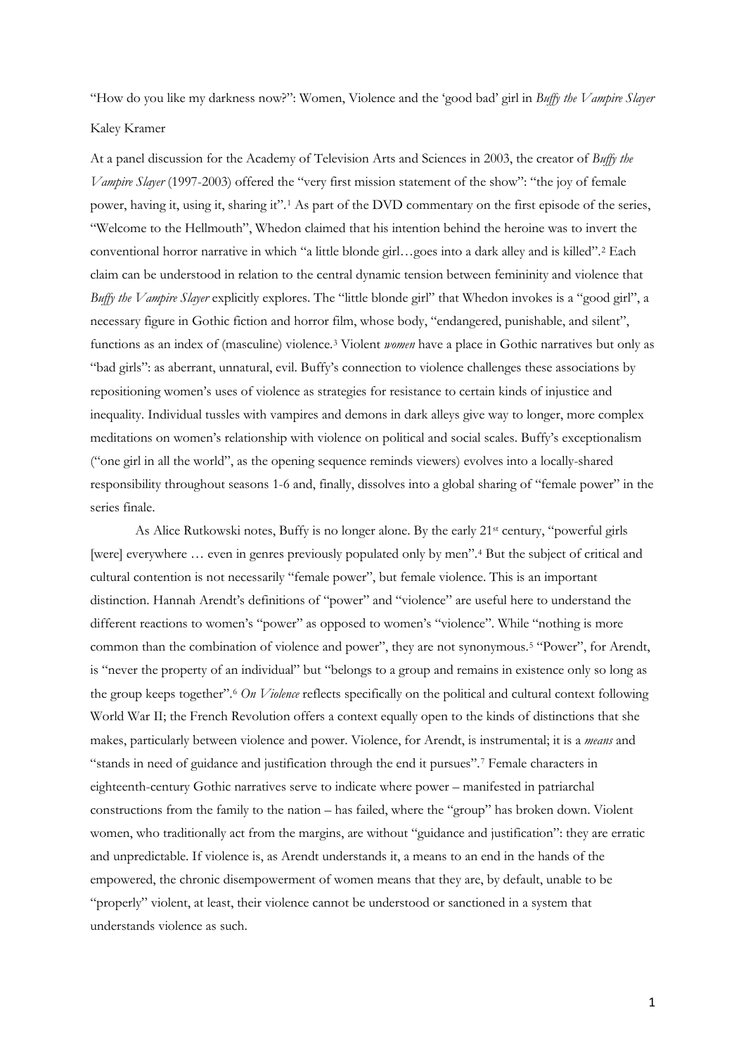"How do you like my darkness now?": Women, Violence and the 'good bad' girl in *Buffy the Vampire Slayer*

Kaley Kramer

At a panel discussion for the Academy of Television Arts and Sciences in 2003, the creator of *Buffy the Vampire Slayer* (1997-2003) offered the "very first mission statement of the show": "the joy of female power, having it, using it, sharing it".[1] As part of the DVD commentary on the first episode of the series, "Welcome to the Hellmouth", Whedon claimed that his intention behind the heroine was to invert the conventional horror narrative in which "a little blonde girl…goes into a dark alley and is killed".[2] Each claim can be understood in relation to the central dynamic tension between femininity and violence that *Buffy the Vampire Slayer* explicitly explores. The "little blonde girl" that Whedon invokes is a "good girl", a necessary figure in Gothic fiction and horror film, whose body, "endangered, punishable, and silent", functions as an index of (masculine) violence.[3] Violent *women* have a place in Gothic narratives but only as "bad girls": as aberrant, unnatural, evil. Buffy's connection to violence challenges these associations by repositioning women's uses of violence as strategies for resistance to certain kinds of injustice and inequality. Individual tussles with vampires and demons in dark alleys give way to longer, more complex meditations on women's relationship with violence on political and social scales. Buffy's exceptionalism ("one girl in all the world", as the opening sequence reminds viewers) evolves into a locally-shared responsibility throughout seasons 1-6 and, finally, dissolves into a global sharing of "female power" in the series finale.

As Alice Rutkowski notes, Buffy is no longer alone. By the early 21st century, "powerful girls [were] everywhere … even in genres previously populated only by men".[4] But the subject of critical and cultural contention is not necessarily "female power", but female violence. This is an important distinction. Hannah Arendt's definitions of "power" and "violence" are useful here to understand the different reactions to women's "power" as opposed to women's "violence". While "nothing is more common than the combination of violence and power", they are not synonymous.[5] "Power", for Arendt, is "never the property of an individual" but "belongs to a group and remains in existence only so long as the group keeps together".[6] *On Violence* reflects specifically on the political and cultural context following World War II; the French Revolution offers a context equally open to the kinds of distinctions that she makes, particularly between violence and power. Violence, for Arendt, is instrumental; it is a *means* and "stands in need of guidance and justification through the end it pursues".[7] Female characters in eighteenth-century Gothic narratives serve to indicate where power – manifested in patriarchal constructions from the family to the nation – has failed, where the "group" has broken down. Violent women, who traditionally act from the margins, are without "guidance and justification": they are erratic and unpredictable. If violence is, as Arendt understands it, a means to an end in the hands of the empowered, the chronic disempowerment of women means that they are, by default, unable to be "properly" violent, at least, their violence cannot be understood or sanctioned in a system that understands violence as such.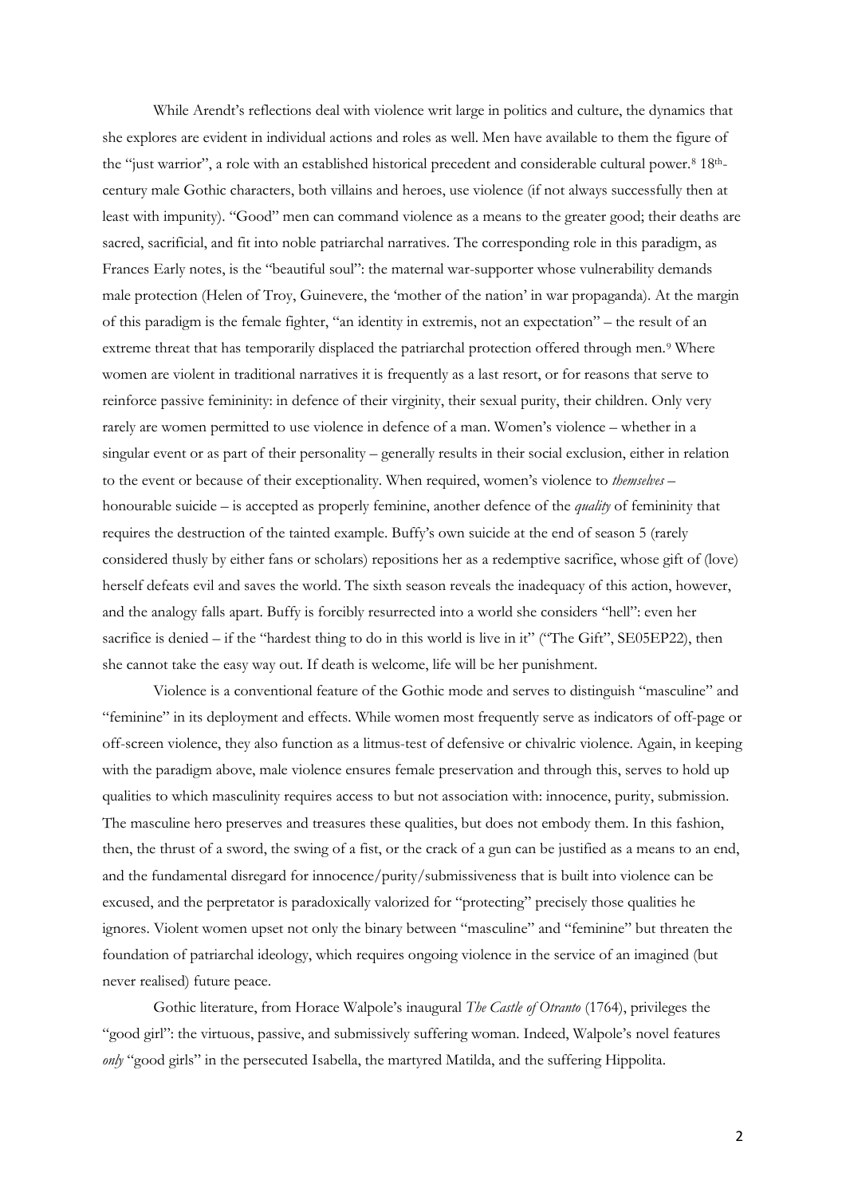While Arendt's reflections deal with violence writ large in politics and culture, the dynamics that she explores are evident in individual actions and roles as well. Men have available to them the figure of the "just warrior", a role with an established historical precedent and considerable cultural power.[8] 18th-century male Gothic characters, both villains and heroes, use violence (if not always successfully then at least with impunity). "Good" men can command violence as a means to the greater good; their deaths are sacred, sacrificial, and fit into noble patriarchal narratives. The corresponding role in this paradigm, as Frances Early notes, is the "beautiful soul": the maternal war-supporter whose vulnerability demands male protection (Helen of Troy, Guinevere, the 'mother of the nation' in war propaganda). At the margin of this paradigm is the female fighter, "an identity in extremis, not an expectation" – the result of an extreme threat that has temporarily displaced the patriarchal protection offered through men.[9] Where women are violent in traditional narratives it is frequently as a last resort, or for reasons that serve to reinforce passive femininity: in defence of their virginity, their sexual purity, their children. Only very rarely are women permitted to use violence in defence of a man. Women's violence – whether in a singular event or as part of their personality – generally results in their social exclusion, either in relation to the event or because of their exceptionality. When required, women's violence to *themselves* – honourable suicide – is accepted as properly feminine, another defence of the *quality* of femininity that requires the destruction of the tainted example. Buffy's own suicide at the end of season 5 (rarely considered thusly by either fans or scholars) repositions her as a redemptive sacrifice, whose gift of (love) herself defeats evil and saves the world. The sixth season reveals the inadequacy of this action, however, and the analogy falls apart. Buffy is forcibly resurrected into a world she considers "hell": even her sacrifice is denied – if the "hardest thing to do in this world is live in it" ("The Gift", SE05EP22), then she cannot take the easy way out. If death is welcome, life will be her punishment.

Violence is a conventional feature of the Gothic mode and serves to distinguish "masculine" and "feminine" in its deployment and effects. While women most frequently serve as indicators of off-page or off-screen violence, they also function as a litmus-test of defensive or chivalric violence. Again, in keeping with the paradigm above, male violence ensures female preservation and through this, serves to hold up qualities to which masculinity requires access to but not association with: innocence, purity, submission. The masculine hero preserves and treasures these qualities, but does not embody them. In this fashion, then, the thrust of a sword, the swing of a fist, or the crack of a gun can be justified as a means to an end, and the fundamental disregard for innocence/purity/submissiveness that is built into violence can be excused, and the perpetrator is paradoxically valorized for "protecting" precisely those qualities he ignores. Violent women upset not only the binary between "masculine" and "feminine" but threaten the foundation of patriarchal ideology, which requires ongoing violence in the service of an imagined (but never realised) future peace.

Gothic literature, from Horace Walpole's inaugural *The Castle of Otranto* (1764), privileges the "good girl": the virtuous, passive, and submissively suffering woman. Indeed, Walpole's novel features *only* "good girls" in the persecuted Isabella, the martyred Matilda, and the suffering Hippolita.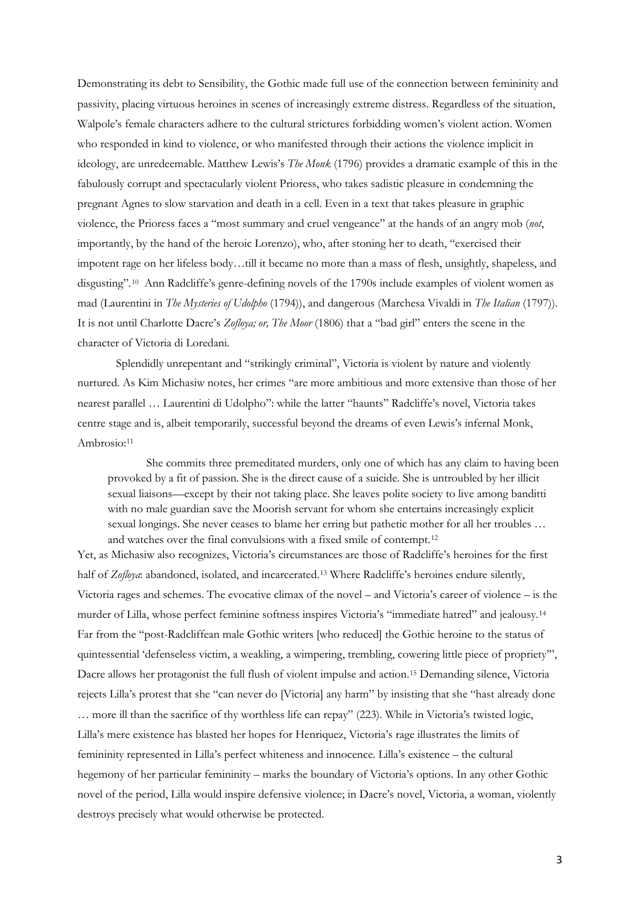Demonstrating its debt to Sensibility, the Gothic made full use of the connection between femininity and passivity, placing virtuous heroines in scenes of increasingly extreme distress. Regardless of the situation, Walpole's female characters adhere to the cultural strictures forbidding women's violent action. Women who responded in kind to violence, or who manifested through their actions the violence implicit in ideology, are unredeemable. Matthew Lewis's *The Monk* (1796) provides a dramatic example of this in the fabulously corrupt and spectacularly violent Prioress, who takes sadistic pleasure in condemning the pregnant Agnes to slow starvation and death in a cell. Even in a text that takes pleasure in graphic violence, the Prioress faces a "most summary and cruel vengeance" at the hands of an angry mob (*not*, importantly, by the hand of the heroic Lorenzo), who, after stoning her to death, "exercised their impotent rage on her lifeless body…till it became no more than a mass of flesh, unsightly, shapeless, and disgusting".[10] Ann Radcliffe's genre-defining novels of the 1790s include examples of violent women as mad (Laurentini in *The Mysteries of Udolpho* (1794)), and dangerous (Marchesa Vivaldi in *The Italian* (1797)). It is not until Charlotte Dacre's *Zofloya; or, The Moor* (1806) that a "bad girl" enters the scene in the character of Victoria di Loredani.

Splendidly unrepentant and "strikingly criminal", Victoria is violent by nature and violently nurtured. As Kim Michasiw notes, her crimes "are more ambitious and more extensive than those of her nearest parallel … Laurentini di Udolpho": while the latter "haunts" Radcliffe's novel, Victoria takes centre stage and is, albeit temporarily, successful beyond the dreams of even Lewis's infernal Monk, Ambrosio:[11]

> She commits three premeditated murders, only one of which has any claim to having been provoked by a fit of passion. She is the direct cause of a suicide. She is untroubled by her illicit sexual liaisons—except by their not taking place. She leaves polite society to live among banditti with no male guardian save the Moorish servant for whom she entertains increasingly explicit sexual longings. She never ceases to blame her erring but pathetic mother for all her troubles … and watches over the final convulsions with a fixed smile of contempt.[12]

Yet, as Michasiw also recognizes, Victoria's circumstances are those of Radcliffe's heroines for the first half of *Zofloya*: abandoned, isolated, and incarcerated.[13] Where Radcliffe's heroines endure silently, Victoria rages and schemes. The evocative climax of the novel – and Victoria's career of violence – is the murder of Lilla, whose perfect feminine softness inspires Victoria's "immediate hatred" and jealousy.[14] Far from the "post-Radcliffean male Gothic writers [who reduced] the Gothic heroine to the status of quintessential 'defenseless victim, a weakling, a wimpering, trembling, cowering little piece of propriety'", Dacre allows her protagonist the full flush of violent impulse and action.[15] Demanding silence, Victoria rejects Lilla's protest that she "can never do [Victoria] any harm" by insisting that she "hast already done … more ill than the sacrifice of thy worthless life can repay" (223). While in Victoria's twisted logic, Lilla's mere existence has blasted her hopes for Henriquez, Victoria's rage illustrates the limits of femininity represented in Lilla's perfect whiteness and innocence. Lilla's existence – the cultural hegemony of her particular femininity – marks the boundary of Victoria's options. In any other Gothic novel of the period, Lilla would inspire defensive violence; in Dacre's novel, Victoria, a woman, violently destroys precisely what would otherwise be protected.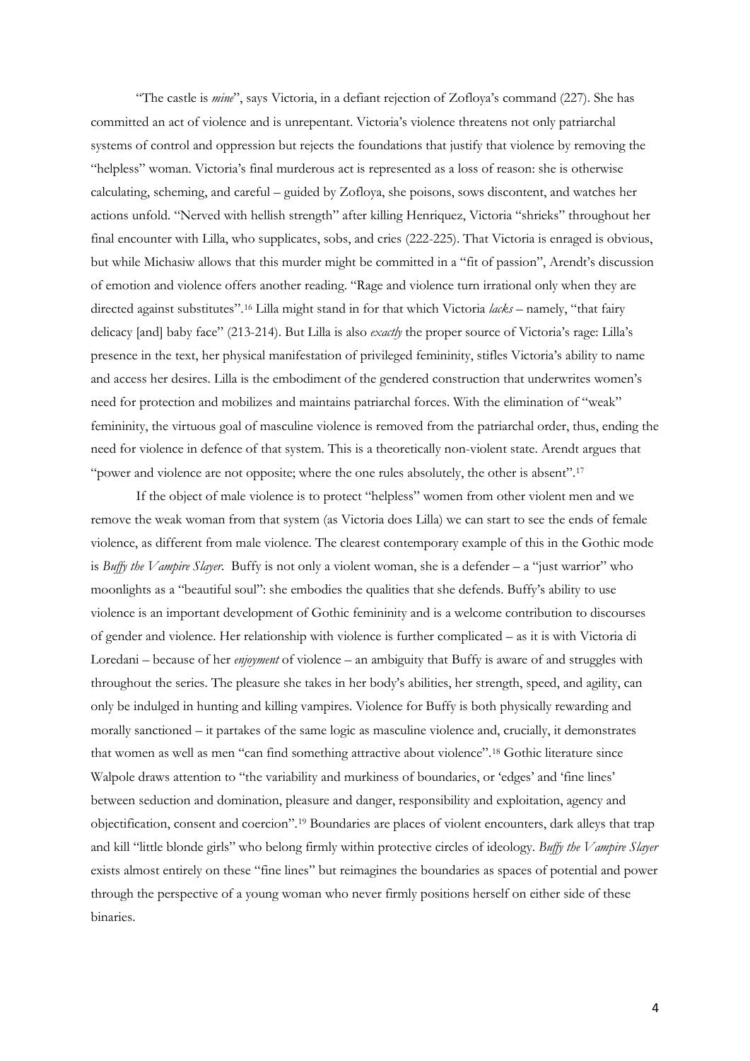"The castle is *mine*", says Victoria, in a defiant rejection of Zofloya's command (227). She has committed an act of violence and is unrepentant. Victoria's violence threatens not only patriarchal systems of control and oppression but rejects the foundations that justify that violence by removing the "helpless" woman. Victoria's final murderous act is represented as a loss of reason: she is otherwise calculating, scheming, and careful – guided by Zofloya, she poisons, sows discontent, and watches her actions unfold. "Nerved with hellish strength" after killing Henriquez, Victoria "shrieks" throughout her final encounter with Lilla, who supplicates, sobs, and cries (222-225). That Victoria is enraged is obvious, but while Michasiw allows that this murder might be committed in a "fit of passion", Arendt's discussion of emotion and violence offers another reading. "Rage and violence turn irrational only when they are directed against substitutes".[16] Lilla might stand in for that which Victoria *lacks* – namely, "that fairy delicacy [and] baby face" (213-214). But Lilla is also *exactly* the proper source of Victoria's rage: Lilla's presence in the text, her physical manifestation of privileged femininity, stifles Victoria's ability to name and access her desires. Lilla is the embodiment of the gendered construction that underwrites women's need for protection and mobilizes and maintains patriarchal forces. With the elimination of "weak" femininity, the virtuous goal of masculine violence is removed from the patriarchal order, thus, ending the need for violence in defence of that system. This is a theoretically non-violent state. Arendt argues that "power and violence are not opposite; where the one rules absolutely, the other is absent".[17]

If the object of male violence is to protect "helpless" women from other violent men and we remove the weak woman from that system (as Victoria does Lilla) we can start to see the ends of female violence, as different from male violence. The clearest contemporary example of this in the Gothic mode is *Buffy the Vampire Slayer*. Buffy is not only a violent woman, she is a defender – a "just warrior" who moonlights as a "beautiful soul": she embodies the qualities that she defends. Buffy's ability to use violence is an important development of Gothic femininity and is a welcome contribution to discourses of gender and violence. Her relationship with violence is further complicated – as it is with Victoria di Loredani – because of her *enjoyment* of violence – an ambiguity that Buffy is aware of and struggles with throughout the series. The pleasure she takes in her body's abilities, her strength, speed, and agility, can only be indulged in hunting and killing vampires. Violence for Buffy is both physically rewarding and morally sanctioned – it partakes of the same logic as masculine violence and, crucially, it demonstrates that women as well as men "can find something attractive about violence".[18] Gothic literature since Walpole draws attention to "the variability and murkiness of boundaries, or 'edges' and 'fine lines' between seduction and domination, pleasure and danger, responsibility and exploitation, agency and objectification, consent and coercion".[19] Boundaries are places of violent encounters, dark alleys that trap and kill "little blonde girls" who belong firmly within protective circles of ideology. *Buffy the Vampire Slayer* exists almost entirely on these "fine lines" but reimagines the boundaries as spaces of potential and power through the perspective of a young woman who never firmly positions herself on either side of these binaries.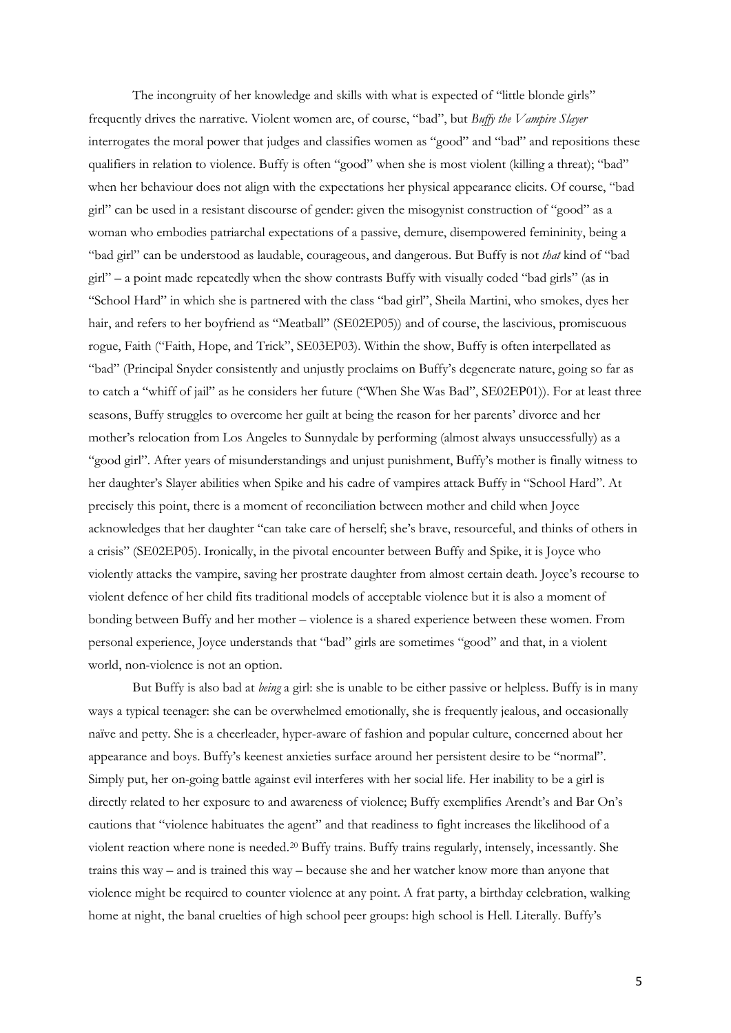The incongruity of her knowledge and skills with what is expected of "little blonde girls" frequently drives the narrative. Violent women are, of course, "bad", but *Buffy the Vampire Slayer* interrogates the moral power that judges and classifies women as "good" and "bad" and repositions these qualifiers in relation to violence. Buffy is often "good" when she is most violent (killing a threat); "bad" when her behaviour does not align with the expectations her physical appearance elicits. Of course, "bad girl" can be used in a resistant discourse of gender: given the misogynist construction of "good" as a woman who embodies patriarchal expectations of a passive, demure, disempowered femininity, being a "bad girl" can be understood as laudable, courageous, and dangerous. But Buffy is not *that* kind of "bad girl" – a point made repeatedly when the show contrasts Buffy with visually coded "bad girls" (as in "School Hard" in which she is partnered with the class "bad girl", Sheila Martini, who smokes, dyes her hair, and refers to her boyfriend as "Meatball" (SE02EP05)) and of course, the lascivious, promiscuous rogue, Faith ("Faith, Hope, and Trick", SE03EP03). Within the show, Buffy is often interpellated as "bad" (Principal Snyder consistently and unjustly proclaims on Buffy's degenerate nature, going so far as to catch a "whiff of jail" as he considers her future ("When She Was Bad", SE02EP01)). For at least three seasons, Buffy struggles to overcome her guilt at being the reason for her parents' divorce and her mother's relocation from Los Angeles to Sunnydale by performing (almost always unsuccessfully) as a "good girl". After years of misunderstandings and unjust punishment, Buffy's mother is finally witness to her daughter's Slayer abilities when Spike and his cadre of vampires attack Buffy in "School Hard". At precisely this point, there is a moment of reconciliation between mother and child when Joyce acknowledges that her daughter "can take care of herself; she's brave, resourceful, and thinks of others in a crisis" (SE02EP05). Ironically, in the pivotal encounter between Buffy and Spike, it is Joyce who violently attacks the vampire, saving her prostrate daughter from almost certain death. Joyce's recourse to violent defence of her child fits traditional models of acceptable violence but it is also a moment of bonding between Buffy and her mother – violence is a shared experience between these women. From personal experience, Joyce understands that "bad" girls are sometimes "good" and that, in a violent world, non-violence is not an option.

But Buffy is also bad at *being* a girl: she is unable to be either passive or helpless. Buffy is in many ways a typical teenager: she can be overwhelmed emotionally, she is frequently jealous, and occasionally naïve and petty. She is a cheerleader, hyper-aware of fashion and popular culture, concerned about her appearance and boys. Buffy's keenest anxieties surface around her persistent desire to be "normal". Simply put, her on-going battle against evil interferes with her social life. Her inability to be a girl is directly related to her exposure to and awareness of violence; Buffy exemplifies Arendt's and Bar On's cautions that "violence habituates the agent" and that readiness to fight increases the likelihood of a violent reaction where none is needed.[20] Buffy trains. Buffy trains regularly, intensely, incessantly. She trains this way – and is trained this way – because she and her watcher know more than anyone that violence might be required to counter violence at any point. A frat party, a birthday celebration, walking home at night, the banal cruelties of high school peer groups: high school is Hell. Literally. Buffy's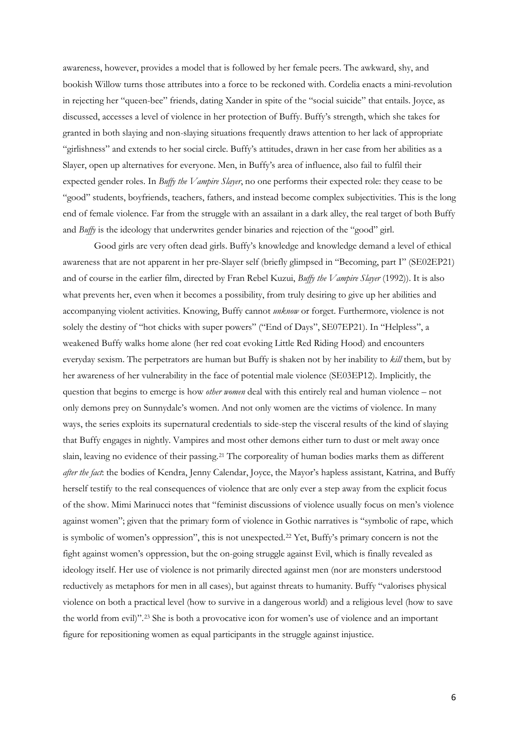awareness, however, provides a model that is followed by her female peers. The awkward, shy, and bookish Willow turns those attributes into a force to be reckoned with. Cordelia enacts a mini-revolution in rejecting her "queen-bee" friends, dating Xander in spite of the "social suicide" that entails. Joyce, as discussed, accesses a level of violence in her protection of Buffy. Buffy's strength, which she takes for granted in both slaying and non-slaying situations frequently draws attention to her lack of appropriate "girlishness" and extends to her social circle. Buffy's attitudes, drawn in her case from her abilities as a Slayer, open up alternatives for everyone. Men, in Buffy's area of influence, also fail to fulfil their expected gender roles. In *Buffy the Vampire Slayer*, no one performs their expected role: they cease to be "good" students, boyfriends, teachers, fathers, and instead become complex subjectivities. This is the long end of female violence. Far from the struggle with an assailant in a dark alley, the real target of both Buffy and *Buffy* is the ideology that underwrites gender binaries and rejection of the "good" girl.

Good girls are very often dead girls. Buffy's knowledge and knowledge demand a level of ethical awareness that are not apparent in her pre-Slayer self (briefly glimpsed in "Becoming, part I" (SE02EP21) and of course in the earlier film, directed by Fran Rebel Kuzui, *Buffy the Vampire Slayer* (1992)). It is also what prevents her, even when it becomes a possibility, from truly desiring to give up her abilities and accompanying violent activities. Knowing, Buffy cannot *unknow* or forget. Furthermore, violence is not solely the destiny of "hot chicks with super powers" ("End of Days", SE07EP21). In "Helpless", a weakened Buffy walks home alone (her red coat evoking Little Red Riding Hood) and encounters everyday sexism. The perpetrators are human but Buffy is shaken not by her inability to *kill* them, but by her awareness of her vulnerability in the face of potential male violence (SE03EP12). Implicitly, the question that begins to emerge is how *other women* deal with this entirely real and human violence – not only demons prey on Sunnydale's women. And not only women are the victims of violence. In many ways, the series exploits its supernatural credentials to side-step the visceral results of the kind of slaying that Buffy engages in nightly. Vampires and most other demons either turn to dust or melt away once slain, leaving no evidence of their passing.[21] The corporeality of human bodies marks them as different *after the fact*: the bodies of Kendra, Jenny Calendar, Joyce, the Mayor's hapless assistant, Katrina, and Buffy herself testify to the real consequences of violence that are only ever a step away from the explicit focus of the show. Mimi Marinucci notes that "feminist discussions of violence usually focus on men's violence against women"; given that the primary form of violence in Gothic narratives is "symbolic of rape, which is symbolic of women's oppression", this is not unexpected.[22] Yet, Buffy's primary concern is not the fight against women's oppression, but the on-going struggle against Evil, which is finally revealed as ideology itself. Her use of violence is not primarily directed against men (nor are monsters understood reductively as metaphors for men in all cases), but against threats to humanity. Buffy "valorises physical violence on both a practical level (how to survive in a dangerous world) and a religious level (how to save the world from evil)".[23] She is both a provocative icon for women's use of violence and an important figure for repositioning women as equal participants in the struggle against injustice.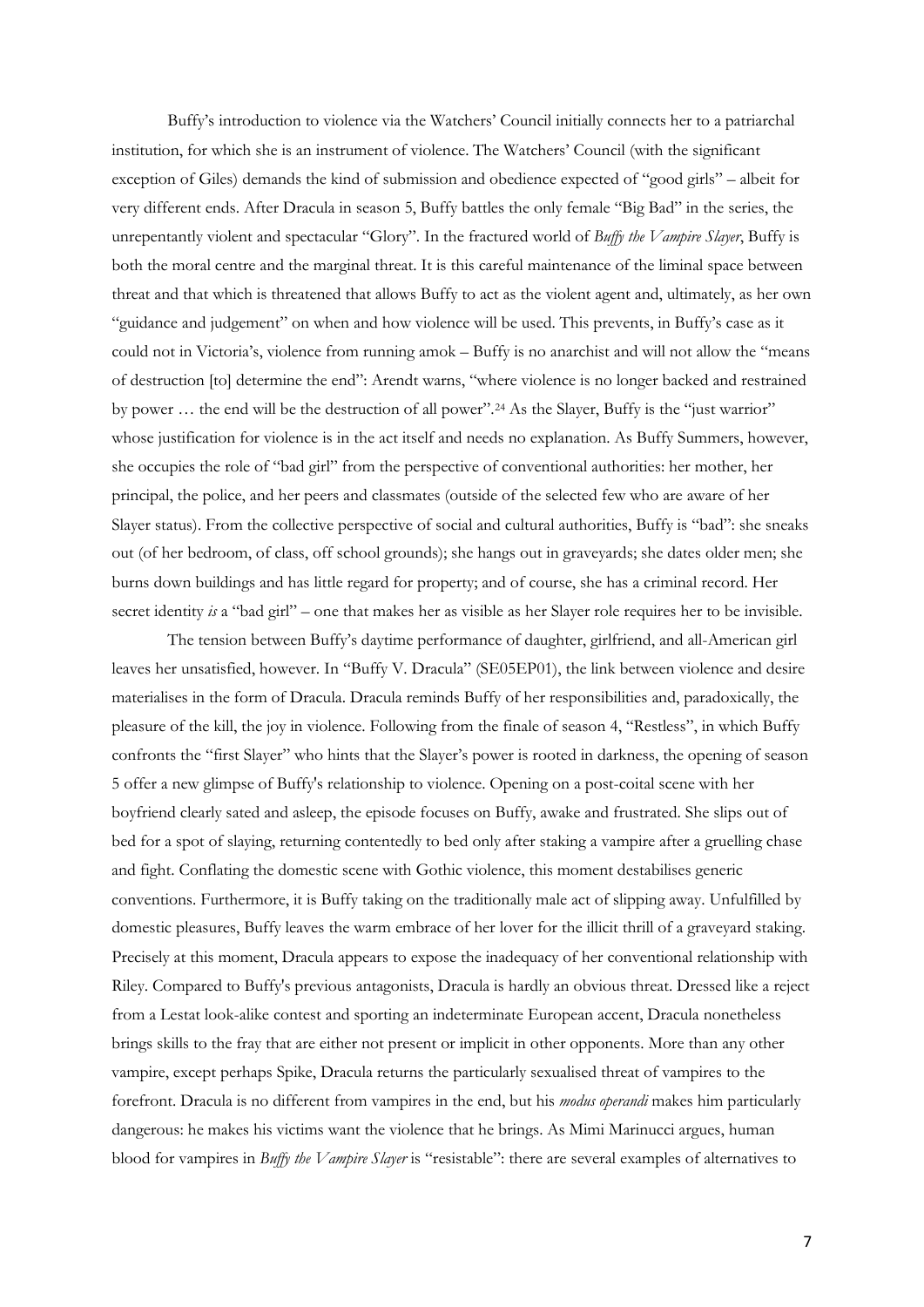Buffy's introduction to violence via the Watchers' Council initially connects her to a patriarchal institution, for which she is an instrument of violence. The Watchers' Council (with the significant exception of Giles) demands the kind of submission and obedience expected of "good girls" – albeit for very different ends. After Dracula in season 5, Buffy battles the only female "Big Bad" in the series, the unrepentantly violent and spectacular "Glory". In the fractured world of *Buffy the Vampire Slayer*, Buffy is both the moral centre and the marginal threat. It is this careful maintenance of the liminal space between threat and that which is threatened that allows Buffy to act as the violent agent and, ultimately, as her own "guidance and judgement" on when and how violence will be used. This prevents, in Buffy's case as it could not in Victoria's, violence from running amok – Buffy is no anarchist and will not allow the "means of destruction [to] determine the end": Arendt warns, "where violence is no longer backed and restrained by power … the end will be the destruction of all power".[24] As the Slayer, Buffy is the "just warrior" whose justification for violence is in the act itself and needs no explanation. As Buffy Summers, however, she occupies the role of "bad girl" from the perspective of conventional authorities: her mother, her principal, the police, and her peers and classmates (outside of the selected few who are aware of her Slayer status). From the collective perspective of social and cultural authorities, Buffy is "bad": she sneaks out (of her bedroom, of class, off school grounds); she hangs out in graveyards; she dates older men; she burns down buildings and has little regard for property; and of course, she has a criminal record. Her secret identity *is* a "bad girl" – one that makes her as visible as her Slayer role requires her to be invisible.

The tension between Buffy's daytime performance of daughter, girlfriend, and all-American girl leaves her unsatisfied, however. In "Buffy V. Dracula" (SE05EP01), the link between violence and desire materialises in the form of Dracula. Dracula reminds Buffy of her responsibilities and, paradoxically, the pleasure of the kill, the joy in violence. Following from the finale of season 4, "Restless", in which Buffy confronts the "first Slayer" who hints that the Slayer's power is rooted in darkness, the opening of season 5 offer a new glimpse of Buffy's relationship to violence. Opening on a post-coital scene with her boyfriend clearly sated and asleep, the episode focuses on Buffy, awake and frustrated. She slips out of bed for a spot of slaying, returning contentedly to bed only after staking a vampire after a gruelling chase and fight. Conflating the domestic scene with Gothic violence, this moment destabilises generic conventions. Furthermore, it is Buffy taking on the traditionally male act of slipping away. Unfulfilled by domestic pleasures, Buffy leaves the warm embrace of her lover for the illicit thrill of a graveyard staking. Precisely at this moment, Dracula appears to expose the inadequacy of her conventional relationship with Riley. Compared to Buffy's previous antagonists, Dracula is hardly an obvious threat. Dressed like a reject from a Lestat look-alike contest and sporting an indeterminate European accent, Dracula nonetheless brings skills to the fray that are either not present or implicit in other opponents. More than any other vampire, except perhaps Spike, Dracula returns the particularly sexualised threat of vampires to the forefront. Dracula is no different from vampires in the end, but his *modus operandi* makes him particularly dangerous: he makes his victims want the violence that he brings. As Mimi Marinucci argues, human blood for vampires in *Buffy the Vampire Slayer* is "resistable": there are several examples of alternatives to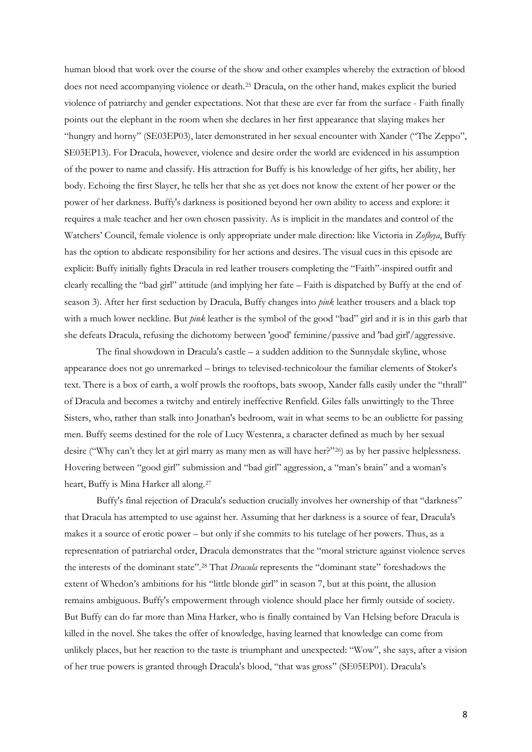human blood that work over the course of the show and other examples whereby the extraction of blood does not need accompanying violence or death.[25] Dracula, on the other hand, makes explicit the buried violence of patriarchy and gender expectations. Not that these are ever far from the surface - Faith finally points out the elephant in the room when she declares in her first appearance that slaying makes her "hungry and horny" (SE03EP03), later demonstrated in her sexual encounter with Xander ("The Zeppo", SE03EP13). For Dracula, however, violence and desire order the world are evidenced in his assumption of the power to name and classify. His attraction for Buffy is his knowledge of her gifts, her ability, her body. Echoing the first Slayer, he tells her that she as yet does not know the extent of her power or the power of her darkness. Buffy's darkness is positioned beyond her own ability to access and explore: it requires a male teacher and her own chosen passivity. As is implicit in the mandates and control of the Watchers' Council, female violence is only appropriate under male direction: like Victoria in *Zofloya*, Buffy has the option to abdicate responsibility for her actions and desires. The visual cues in this episode are explicit: Buffy initially fights Dracula in red leather trousers completing the "Faith"-inspired outfit and clearly recalling the "bad girl" attitude (and implying her fate – Faith is dispatched by Buffy at the end of season 3). After her first seduction by Dracula, Buffy changes into *pink* leather trousers and a black top with a much lower neckline. But *pink* leather is the symbol of the good "bad" girl and it is in this garb that she defeats Dracula, refusing the dichotomy between 'good' feminine/passive and 'bad girl'/aggressive.

The final showdown in Dracula's castle – a sudden addition to the Sunnydale skyline, whose appearance does not go unremarked – brings to televised-technicolour the familiar elements of Stoker's text. There is a box of earth, a wolf prowls the rooftops, bats swoop, Xander falls easily under the "thrall" of Dracula and becomes a twitchy and entirely ineffective Renfield. Giles falls unwittingly to the Three Sisters, who, rather than stalk into Jonathan's bedroom, wait in what seems to be an oubliette for passing men. Buffy seems destined for the role of Lucy Westenra, a character defined as much by her sexual desire ("Why can't they let at girl marry as many men as will have her?"[26]) as by her passive helplessness. Hovering between "good girl" submission and "bad girl" aggression, a "man's brain" and a woman's heart, Buffy is Mina Harker all along.[27]

Buffy's final rejection of Dracula's seduction crucially involves her ownership of that "darkness" that Dracula has attempted to use against her. Assuming that her darkness is a source of fear, Dracula's makes it a source of erotic power – but only if she commits to his tutelage of her powers. Thus, as a representation of patriarchal order, Dracula demonstrates that the "moral stricture against violence serves the interests of the dominant state".[28] That *Dracula* represents the "dominant state" foreshadows the extent of Whedon's ambitions for his "little blonde girl" in season 7, but at this point, the allusion remains ambiguous. Buffy's empowerment through violence should place her firmly outside of society. But Buffy can do far more than Mina Harker, who is finally contained by Van Helsing before Dracula is killed in the novel. She takes the offer of knowledge, having learned that knowledge can come from unlikely places, but her reaction to the taste is triumphant and unexpected: "Wow", she says, after a vision of her true powers is granted through Dracula's blood, "that was gross" (SE05EP01). Dracula's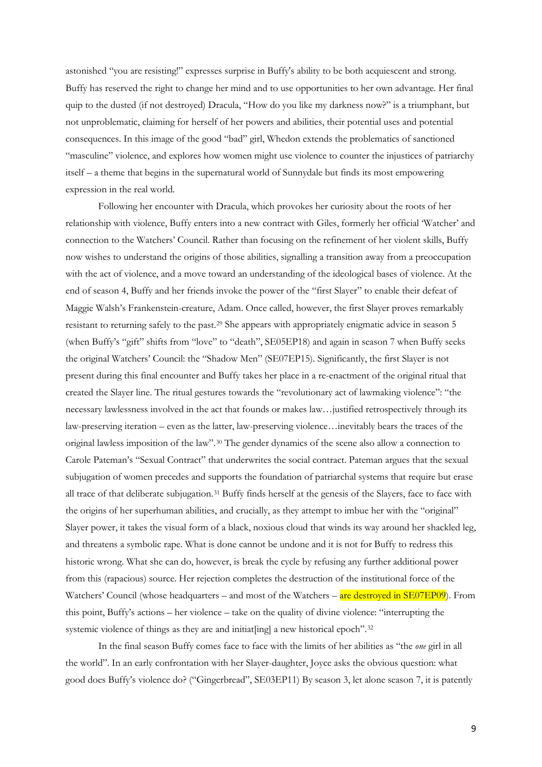astonished "you are resisting!" expresses surprise in Buffy's ability to be both acquiescent and strong. Buffy has reserved the right to change her mind and to use opportunities to her own advantage. Her final quip to the dusted (if not destroyed) Dracula, "How do you like my darkness now?" is a triumphant, but not unproblematic, claiming for herself of her powers and abilities, their potential uses and potential consequences. In this image of the good "bad" girl, Whedon extends the problematics of sanctioned "masculine" violence, and explores how women might use violence to counter the injustices of patriarchy itself – a theme that begins in the supernatural world of Sunnydale but finds its most empowering expression in the real world.

Following her encounter with Dracula, which provokes her curiosity about the roots of her relationship with violence, Buffy enters into a new contract with Giles, formerly her official 'Watcher' and connection to the Watchers' Council. Rather than focusing on the refinement of her violent skills, Buffy now wishes to understand the origins of those abilities, signalling a transition away from a preoccupation with the act of violence, and a move toward an understanding of the ideological bases of violence. At the end of season 4, Buffy and her friends invoke the power of the "first Slayer" to enable their defeat of Maggie Walsh's Frankenstein-creature, Adam. Once called, however, the first Slayer proves remarkably resistant to returning safely to the past.[29] She appears with appropriately enigmatic advice in season 5 (when Buffy's "gift" shifts from "love" to "death", SE05EP18) and again in season 7 when Buffy seeks the original Watchers' Council: the "Shadow Men" (SE07EP15). Significantly, the first Slayer is not present during this final encounter and Buffy takes her place in a re-enactment of the original ritual that created the Slayer line. The ritual gestures towards the "revolutionary act of lawmaking violence": "the necessary lawlessness involved in the act that founds or makes law…justified retrospectively through its law-preserving iteration – even as the latter, law-preserving violence…inevitably bears the traces of the original lawless imposition of the law".[30] The gender dynamics of the scene also allow a connection to Carole Pateman's "Sexual Contract" that underwrites the social contract. Pateman argues that the sexual subjugation of women precedes and supports the foundation of patriarchal systems that require but erase all trace of that deliberate subjugation.[31] Buffy finds herself at the genesis of the Slayers, face to face with the origins of her superhuman abilities, and crucially, as they attempt to imbue her with the "original" Slayer power, it takes the visual form of a black, noxious cloud that winds its way around her shackled leg, and threatens a symbolic rape. What is done cannot be undone and it is not for Buffy to redress this historic wrong. What she can do, however, is break the cycle by refusing any further additional power from this (rapacious) source. Her rejection completes the destruction of the institutional force of the Watchers' Council (whose headquarters – and most of the Watchers – are destroyed in SE07EP09). From this point, Buffy's actions – her violence – take on the quality of divine violence: "interrupting the systemic violence of things as they are and initiat[ing] a new historical epoch".[32]

In the final season Buffy comes face to face with the limits of her abilities as "the *one* girl in all the world". In an early confrontation with her Slayer-daughter, Joyce asks the obvious question: what good does Buffy's violence do? ("Gingerbread", SE03EP11) By season 3, let alone season 7, it is patently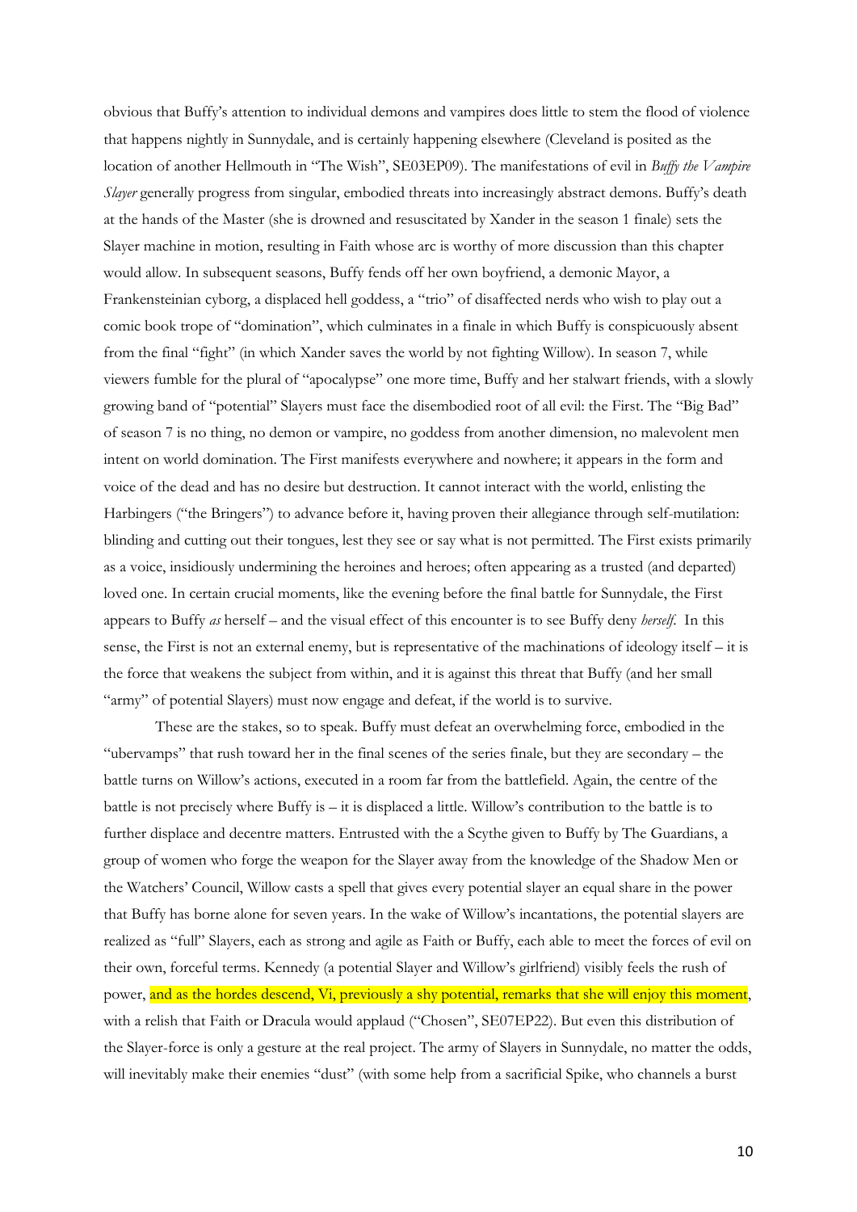obvious that Buffy's attention to individual demons and vampires does little to stem the flood of violence that happens nightly in Sunnydale, and is certainly happening elsewhere (Cleveland is posited as the location of another Hellmouth in "The Wish", SE03EP09). The manifestations of evil in *Buffy the Vampire Slayer* generally progress from singular, embodied threats into increasingly abstract demons. Buffy's death at the hands of the Master (she is drowned and resuscitated by Xander in the season 1 finale) sets the Slayer machine in motion, resulting in Faith whose arc is worthy of more discussion than this chapter would allow. In subsequent seasons, Buffy fends off her own boyfriend, a demonic Mayor, a Frankensteinian cyborg, a displaced hell goddess, a "trio" of disaffected nerds who wish to play out a comic book trope of "domination", which culminates in a finale in which Buffy is conspicuously absent from the final "fight" (in which Xander saves the world by not fighting Willow). In season 7, while viewers fumble for the plural of "apocalypse" one more time, Buffy and her stalwart friends, with a slowly growing band of "potential" Slayers must face the disembodied root of all evil: the First. The "Big Bad" of season 7 is no thing, no demon or vampire, no goddess from another dimension, no malevolent men intent on world domination. The First manifests everywhere and nowhere; it appears in the form and voice of the dead and has no desire but destruction. It cannot interact with the world, enlisting the Harbingers ("the Bringers") to advance before it, having proven their allegiance through self-mutilation: blinding and cutting out their tongues, lest they see or say what is not permitted. The First exists primarily as a voice, insidiously undermining the heroines and heroes; often appearing as a trusted (and departed) loved one. In certain crucial moments, like the evening before the final battle for Sunnydale, the First appears to Buffy *as* herself – and the visual effect of this encounter is to see Buffy deny *herself*. In this sense, the First is not an external enemy, but is representative of the machinations of ideology itself – it is the force that weakens the subject from within, and it is against this threat that Buffy (and her small "army" of potential Slayers) must now engage and defeat, if the world is to survive.

These are the stakes, so to speak. Buffy must defeat an overwhelming force, embodied in the "ubervamps" that rush toward her in the final scenes of the series finale, but they are secondary – the battle turns on Willow's actions, executed in a room far from the battlefield. Again, the centre of the battle is not precisely where Buffy is – it is displaced a little. Willow's contribution to the battle is to further displace and decentre matters. Entrusted with the a Scythe given to Buffy by The Guardians, a group of women who forge the weapon for the Slayer away from the knowledge of the Shadow Men or the Watchers' Council, Willow casts a spell that gives every potential slayer an equal share in the power that Buffy has borne alone for seven years. In the wake of Willow's incantations, the potential slayers are realized as "full" Slayers, each as strong and agile as Faith or Buffy, each able to meet the forces of evil on their own, forceful terms. Kennedy (a potential Slayer and Willow's girlfriend) visibly feels the rush of power, and as the hordes descend, Vi, previously a shy potential, remarks that she will enjoy this moment, with a relish that Faith or Dracula would applaud ("Chosen", SE07EP22). But even this distribution of the Slayer-force is only a gesture at the real project. The army of Slayers in Sunnydale, no matter the odds, will inevitably make their enemies "dust" (with some help from a sacrificial Spike, who channels a burst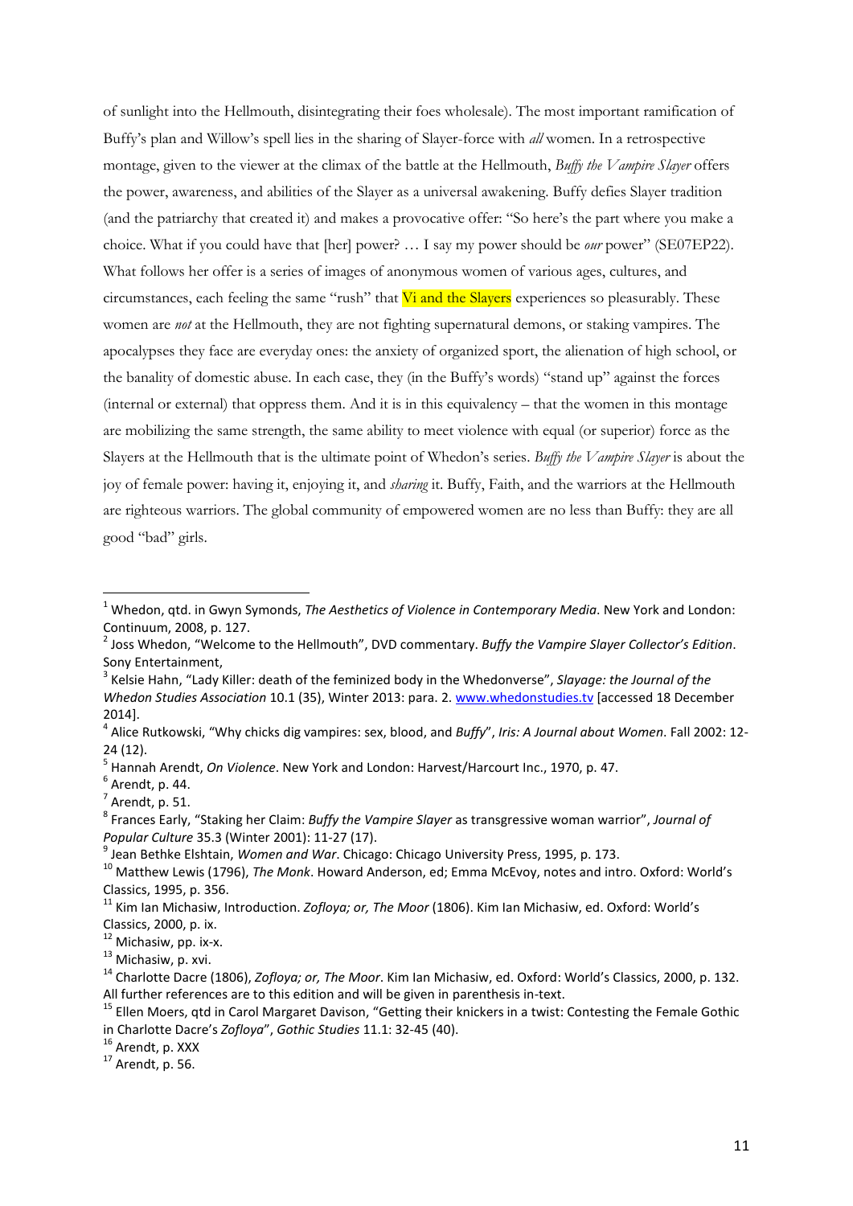of sunlight into the Hellmouth, disintegrating their foes wholesale). The most important ramification of Buffy's plan and Willow's spell lies in the sharing of Slayer-force with *all* women. In a retrospective montage, given to the viewer at the climax of the battle at the Hellmouth, *Buffy the Vampire Slayer* offers the power, awareness, and abilities of the Slayer as a universal awakening. Buffy defies Slayer tradition (and the patriarchy that created it) and makes a provocative offer: "So here's the part where you make a choice. What if you could have that [her] power? … I say my power should be *our* power" (SE07EP22). What follows her offer is a series of images of anonymous women of various ages, cultures, and circumstances, each feeling the same "rush" that Vi and the Slayers experiences so pleasurably. These women are *not* at the Hellmouth, they are not fighting supernatural demons, or staking vampires. The apocalypses they face are everyday ones: the anxiety of organized sport, the alienation of high school, or the banality of domestic abuse. In each case, they (in the Buffy's words) "stand up" against the forces (internal or external) that oppress them. And it is in this equivalency – that the women in this montage are mobilizing the same strength, the same ability to meet violence with equal (or superior) force as the Slayers at the Hellmouth that is the ultimate point of Whedon's series. *Buffy the Vampire Slayer* is about the joy of female power: having it, enjoying it, and *sharing* it. Buffy, Faith, and the warriors at the Hellmouth are righteous warriors. The global community of empowered women are no less than Buffy: they are all good "bad" girls.

---

[1] Whedon, qtd. in Gwyn Symonds, *The Aesthetics of Violence in Contemporary Media*. New York and London: Continuum, 2008, p. 127.

[2] Joss Whedon, "Welcome to the Hellmouth", DVD commentary. *Buffy the Vampire Slayer Collector's Edition*. Sony Entertainment,

[3] Kelsie Hahn, "Lady Killer: death of the feminized body in the Whedonverse", *Slayage: the Journal of the Whedon Studies Association* 10.1 (35), Winter 2013: para. 2. www.whedonstudies.tv [accessed 18 December 2014].

[4] Alice Rutkowski, "Why chicks dig vampires: sex, blood, and *Buffy*", *Iris: A Journal about Women*. Fall 2002: 12-24 (12).

[5] Hannah Arendt, *On Violence*. New York and London: Harvest/Harcourt Inc., 1970, p. 47.

[6] Arendt, p. 44.

[7] Arendt, p. 51.

[8] Frances Early, "Staking her Claim: *Buffy the Vampire Slayer* as transgressive woman warrior", *Journal of Popular Culture* 35.3 (Winter 2001): 11-27 (17).

[9] Jean Bethke Elshtain, *Women and War*. Chicago: Chicago University Press, 1995, p. 173.

[10] Matthew Lewis (1796), *The Monk*. Howard Anderson, ed; Emma McEvoy, notes and intro. Oxford: World's Classics, 1995, p. 356.

[11] Kim Ian Michasiw, Introduction. *Zofloya; or, The Moor* (1806). Kim Ian Michasiw, ed. Oxford: World's Classics, 2000, p. ix.

[12] Michasiw, pp. ix-x.

[13] Michasiw, p. xvi.

[14] Charlotte Dacre (1806), *Zofloya; or, The Moor*. Kim Ian Michasiw, ed. Oxford: World's Classics, 2000, p. 132. All further references are to this edition and will be given in parenthesis in-text.

[15] Ellen Moers, qtd in Carol Margaret Davison, "Getting their knickers in a twist: Contesting the Female Gothic in Charlotte Dacre's *Zofloya*", *Gothic Studies* 11.1: 32-45 (40).

[16] Arendt, p. XXX

[17] Arendt, p. 56.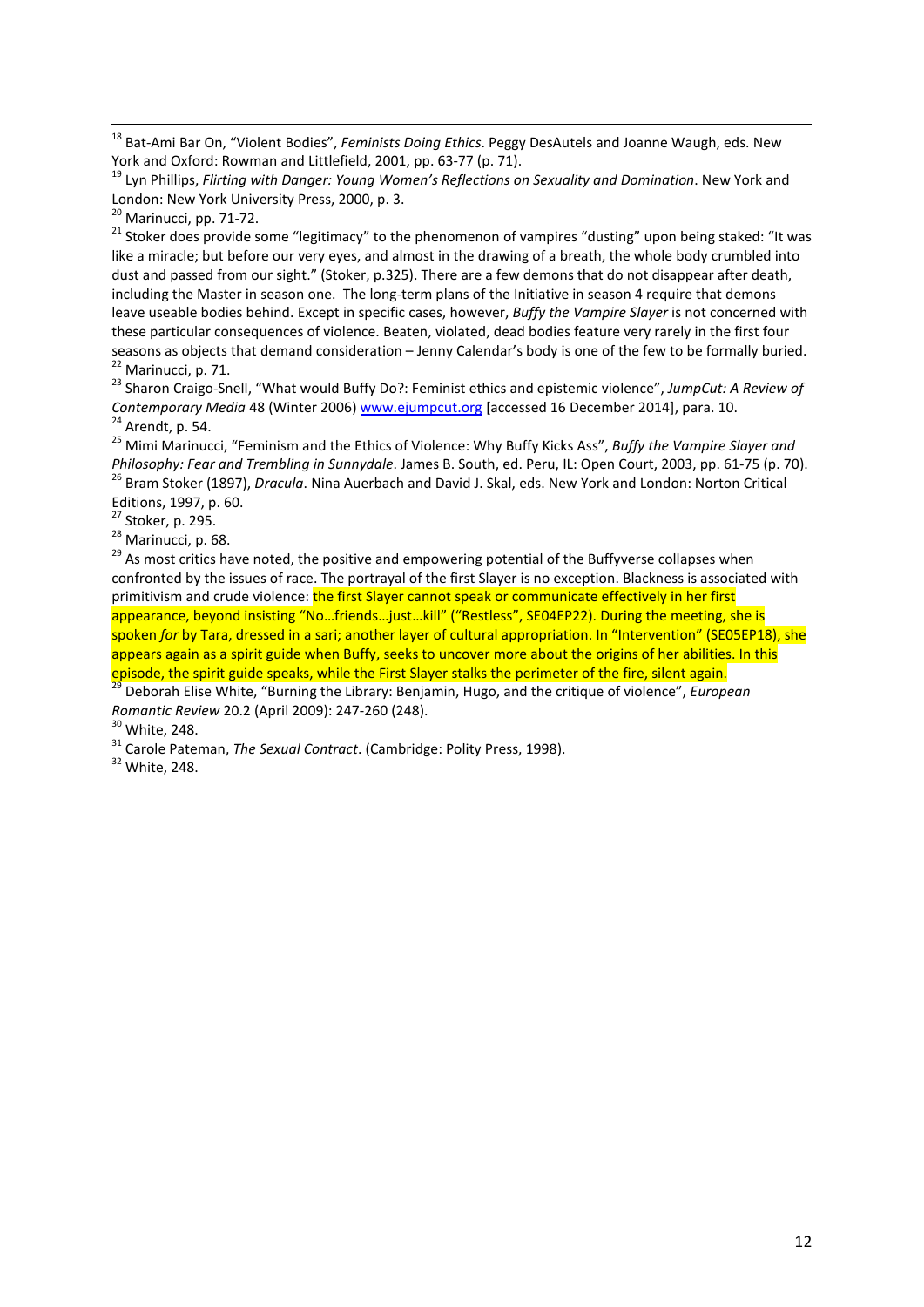[18] Bat-Ami Bar On, "Violent Bodies", *Feminists Doing Ethics*. Peggy DesAutels and Joanne Waugh, eds. New York and Oxford: Rowman and Littlefield, 2001, pp. 63-77 (p. 71).

[19] Lyn Phillips, *Flirting with Danger: Young Women's Reflections on Sexuality and Domination*. New York and London: New York University Press, 2000, p. 3.

[20] Marinucci, pp. 71-72.

[21] Stoker does provide some "legitimacy" to the phenomenon of vampires "dusting" upon being staked: "It was like a miracle; but before our very eyes, and almost in the drawing of a breath, the whole body crumbled into dust and passed from our sight." (Stoker, p.325). There are a few demons that do not disappear after death, including the Master in season one. The long-term plans of the Initiative in season 4 require that demons leave useable bodies behind. Except in specific cases, however, *Buffy the Vampire Slayer* is not concerned with these particular consequences of violence. Beaten, violated, dead bodies feature very rarely in the first four seasons as objects that demand consideration – Jenny Calendar's body is one of the few to be formally buried.

[22] Marinucci, p. 71.

[23] Sharon Craigo-Snell, "What would Buffy Do?: Feminist ethics and epistemic violence", *JumpCut: A Review of Contemporary Media* 48 (Winter 2006) www.ejumpcut.org [accessed 16 December 2014], para. 10.

[24] Arendt, p. 54.

[25] Mimi Marinucci, "Feminism and the Ethics of Violence: Why Buffy Kicks Ass", *Buffy the Vampire Slayer and Philosophy: Fear and Trembling in Sunnydale*. James B. South, ed. Peru, IL: Open Court, 2003, pp. 61-75 (p. 70).

[26] Bram Stoker (1897), *Dracula*. Nina Auerbach and David J. Skal, eds. New York and London: Norton Critical Editions, 1997, p. 60.

[27] Stoker, p. 295.

[28] Marinucci, p. 68.

[29] As most critics have noted, the positive and empowering potential of the Buffyverse collapses when confronted by the issues of race. The portrayal of the first Slayer is no exception. Blackness is associated with primitivism and crude violence: the first Slayer cannot speak or communicate effectively in her first appearance, beyond insisting "No…friends…just…kill" ("Restless", SE04EP22). During the meeting, she is spoken *for* by Tara, dressed in a sari; another layer of cultural appropriation. In "Intervention" (SE05EP18), she appears again as a spirit guide when Buffy, seeks to uncover more about the origins of her abilities. In this episode, the spirit guide speaks, while the First Slayer stalks the perimeter of the fire, silent again.

[29] Deborah Elise White, "Burning the Library: Benjamin, Hugo, and the critique of violence", *European Romantic Review* 20.2 (April 2009): 247-260 (248).

[30] White, 248.

[31] Carole Pateman, *The Sexual Contract*. (Cambridge: Polity Press, 1998).

[32] White, 248.